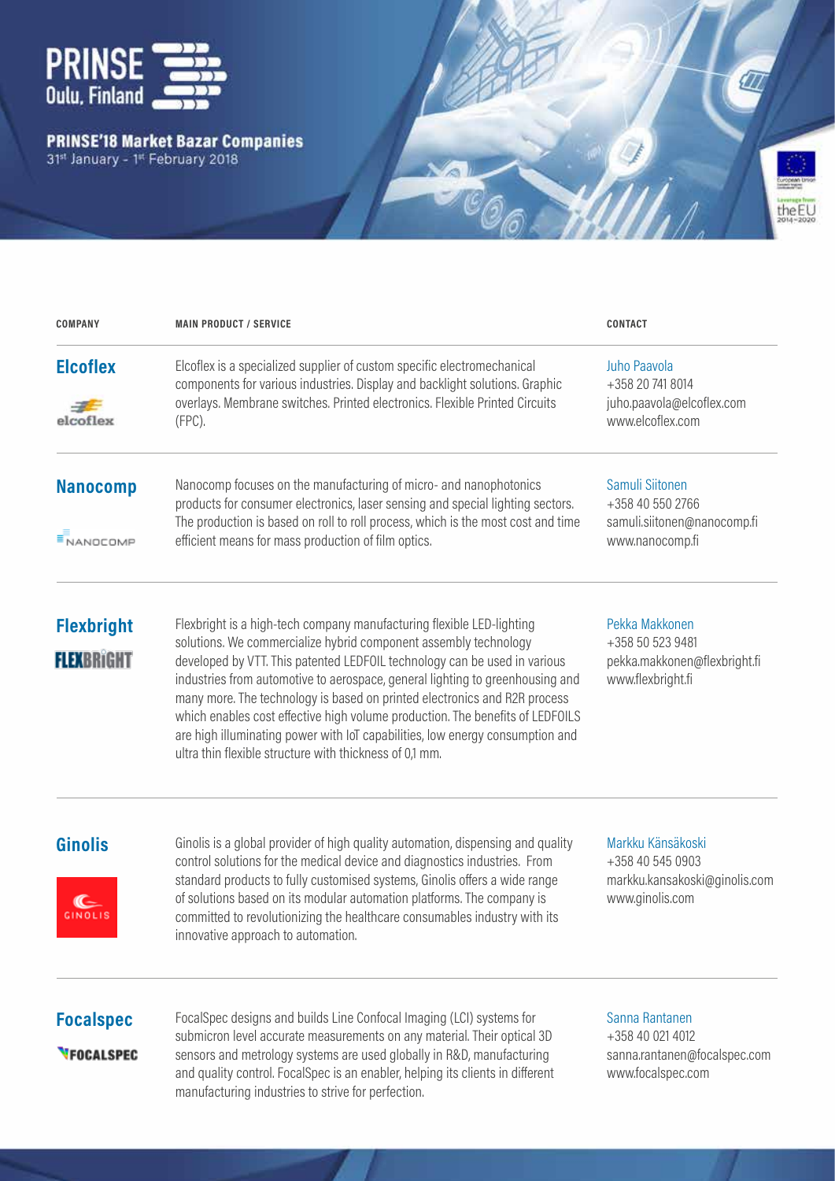# PRINSE Oulu, Finland

## PRINSE'18 Market Bazar Companies

31st January - 1st February 2018

| COMPANY | MAIN PRODUCT / SERVICE | CONTACT |
| --- | --- | --- |
| **Elcoflex** | Elcoflex is a specialized supplier of custom specific electromechanical components for various industries. Display and backlight solutions. Graphic overlays. Membrane switches. Printed electronics. Flexible Printed Circuits (FPC). | Juho Paavola<br>+358 20 741 8014<br>juho.paavola@elcoflex.com<br>www.elcoflex.com |
| **Nanocomp** | Nanocomp focuses on the manufacturing of micro- and nanophotonics products for consumer electronics, laser sensing and special lighting sectors. The production is based on roll to roll process, which is the most cost and time efficient means for mass production of film optics. | Samuli Siitonen<br>+358 40 550 2766<br>samuli.siitonen@nanocomp.fi<br>www.nanocomp.fi |
| **Flexbright** | Flexbright is a high-tech company manufacturing flexible LED-lighting solutions. We commercialize hybrid component assembly technology developed by VTT. This patented LEDFOIL technology can be used in various industries from automotive to aerospace, general lighting to greenhousing and many more. The technology is based on printed electronics and R2R process which enables cost effective high volume production. The benefits of LEDFOILS are high illuminating power with IoT capabilities, low energy consumption and ultra thin flexible structure with thickness of 0,1 mm. | Pekka Makkonen<br>+358 50 523 9481<br>pekka.makkonen@flexbright.fi<br>www.flexbright.fi |
| **Ginolis** | Ginolis is a global provider of high quality automation, dispensing and quality control solutions for the medical device and diagnostics industries. From standard products to fully customised systems, Ginolis offers a wide range of solutions based on its modular automation platforms. The company is committed to revolutionizing the healthcare consumables industry with its innovative approach to automation. | Markku Känsäkoski<br>+358 40 545 0903<br>markku.kansakoski@ginolis.com<br>www.ginolis.com |
| **Focalspec** | FocalSpec designs and builds Line Confocal Imaging (LCI) systems for submicron level accurate measurements on any material. Their optical 3D sensors and metrology systems are used globally in R&D, manufacturing and quality control. FocalSpec is an enabler, helping its clients in different manufacturing industries to strive for perfection. | Sanna Rantanen<br>+358 40 021 4012<br>sanna.rantanen@focalspec.com<br>www.focalspec.com |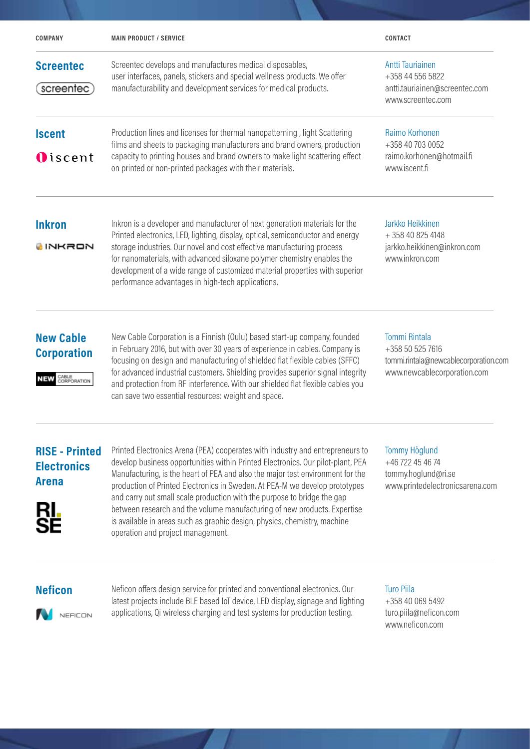| COMPANY | MAIN PRODUCT / SERVICE | CONTACT |
| --- | --- | --- |
| **Screentec** | Screentec develops and manufactures medical disposables, user interfaces, panels, stickers and special wellness products. We offer manufacturability and development services for medical products. | Antti Tauriainen<br>+358 44 556 5822<br>antti.tauriainen@screentec.com<br>www.screentec.com |
| **Iscent** | Production lines and licenses for thermal nanopatterning , light Scattering films and sheets to packaging manufacturers and brand owners, production capacity to printing houses and brand owners to make light scattering effect on printed or non-printed packages with their materials. | Raimo Korhonen<br>+358 40 703 0052<br>raimo.korhonen@hotmail.fi<br>www.iscent.fi |
| **Inkron** | Inkron is a developer and manufacturer of next generation materials for the Printed electronics, LED, lighting, display, optical, semiconductor and energy storage industries. Our novel and cost effective manufacturing process for nanomaterials, with advanced siloxane polymer chemistry enables the development of a wide range of customized material properties with superior performance advantages in high-tech applications. | Jarkko Heikkinen<br>+ 358 40 825 4148<br>jarkko.heikkinen@inkron.com<br>www.inkron.com |
| **New Cable Corporation** | New Cable Corporation is a Finnish (Oulu) based start-up company, founded in February 2016, but with over 30 years of experience in cables. Company is focusing on design and manufacturing of shielded flat flexible cables (SFFC) for advanced industrial customers. Shielding provides superior signal integrity and protection from RF interference. With our shielded flat flexible cables you can save two essential resources: weight and space. | Tommi Rintala<br>+358 50 525 7616<br>tommi.rintala@newcablecorporation.com<br>www.newcablecorporation.com |
| **RISE - Printed Electronics Arena** | Printed Electronics Arena (PEA) cooperates with industry and entrepreneurs to develop business opportunities within Printed Electronics. Our pilot-plant, PEA Manufacturing, is the heart of PEA and also the major test environment for the production of Printed Electronics in Sweden. At PEA-M we develop prototypes and carry out small scale production with the purpose to bridge the gap between research and the volume manufacturing of new products. Expertise is available in areas such as graphic design, physics, chemistry, machine operation and project management. | Tommy Höglund<br>+46 722 45 46 74<br>tommy.hoglund@ri.se<br>www.printedelectronicsarena.com |
| **Neficon** | Neficon offers design service for printed and conventional electronics. Our latest projects include BLE based IoT device, LED display, signage and lighting applications, Qi wireless charging and test systems for production testing. | Turo Piila<br>+358 40 069 5492<br>turo.piila@neficon.com<br>www.neficon.com |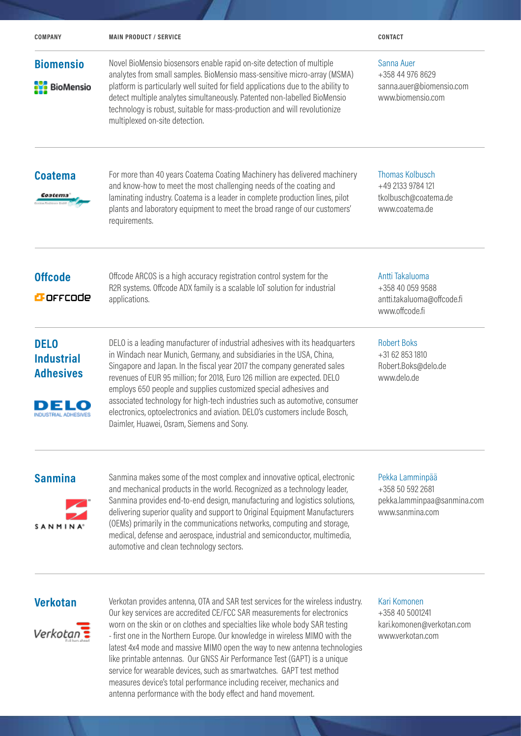| COMPANY | MAIN PRODUCT / SERVICE | CONTACT |
| --- | --- | --- |
| **Biomensio** | Novel BioMensio biosensors enable rapid on-site detection of multiple analytes from small samples. BioMensio mass-sensitive micro-array (MSMA) platform is particularly well suited for field applications due to the ability to detect multiple analytes simultaneously. Patented non-labelled BioMensio technology is robust, suitable for mass-production and will revolutionize multiplexed on-site detection. | Sanna Auer<br>+358 44 976 8629<br>sanna.auer@biomensio.com<br>www.biomensio.com |
| **Coatema** | For more than 40 years Coatema Coating Machinery has delivered machinery and know-how to meet the most challenging needs of the coating and laminating industry. Coatema is a leader in complete production lines, pilot plants and laboratory equipment to meet the broad range of our customers' requirements. | Thomas Kolbusch<br>+49 2133 9784 121<br>tkolbusch@coatema.de<br>www.coatema.de |
| **Offcode** | Offcode ARCOS is a high accuracy registration control system for the R2R systems. Offcode ADX family is a scalable IoT solution for industrial applications. | Antti Takaluoma<br>+358 40 059 9588<br>antti.takaluoma@offcode.fi<br>www.offcode.fi |
| **DELO Industrial Adhesives** | DELO is a leading manufacturer of industrial adhesives with its headquarters in Windach near Munich, Germany, and subsidiaries in the USA, China, Singapore and Japan. In the fiscal year 2017 the company generated sales revenues of EUR 95 million; for 2018, Euro 126 million are expected. DELO employs 650 people and supplies customized special adhesives and associated technology for high-tech industries such as automotive, consumer electronics, optoelectronics and aviation. DELO's customers include Bosch, Daimler, Huawei, Osram, Siemens and Sony. | Robert Boks<br>+31 62 853 1810<br>Robert.Boks@delo.de<br>www.delo.de |
| **Sanmina** | Sanmina makes some of the most complex and innovative optical, electronic and mechanical products in the world. Recognized as a technology leader, Sanmina provides end-to-end design, manufacturing and logistics solutions, delivering superior quality and support to Original Equipment Manufacturers (OEMs) primarily in the communications networks, computing and storage, medical, defense and aerospace, industrial and semiconductor, multimedia, automotive and clean technology sectors. | Pekka Lamminpää<br>+358 50 592 2681<br>pekka.lamminpaa@sanmina.com<br>www.sanmina.com |
| **Verkotan** | Verkotan provides antenna, OTA and SAR test services for the wireless industry. Our key services are accredited CE/FCC SAR measurements for electronics worn on the skin or on clothes and specialties like whole body SAR testing - first one in the Northern Europe. Our knowledge in wireless MIMO with the latest 4x4 mode and massive MIMO open the way to new antenna technologies like printable antennas. Our GNSS Air Performance Test (GAPT) is a unique service for wearable devices, such as smartwatches. GAPT test method measures device's total performance including receiver, mechanics and antenna performance with the body effect and hand movement. | Kari Komonen<br>+358 40 5001241<br>kari.komonen@verkotan.com<br>www.verkotan.com |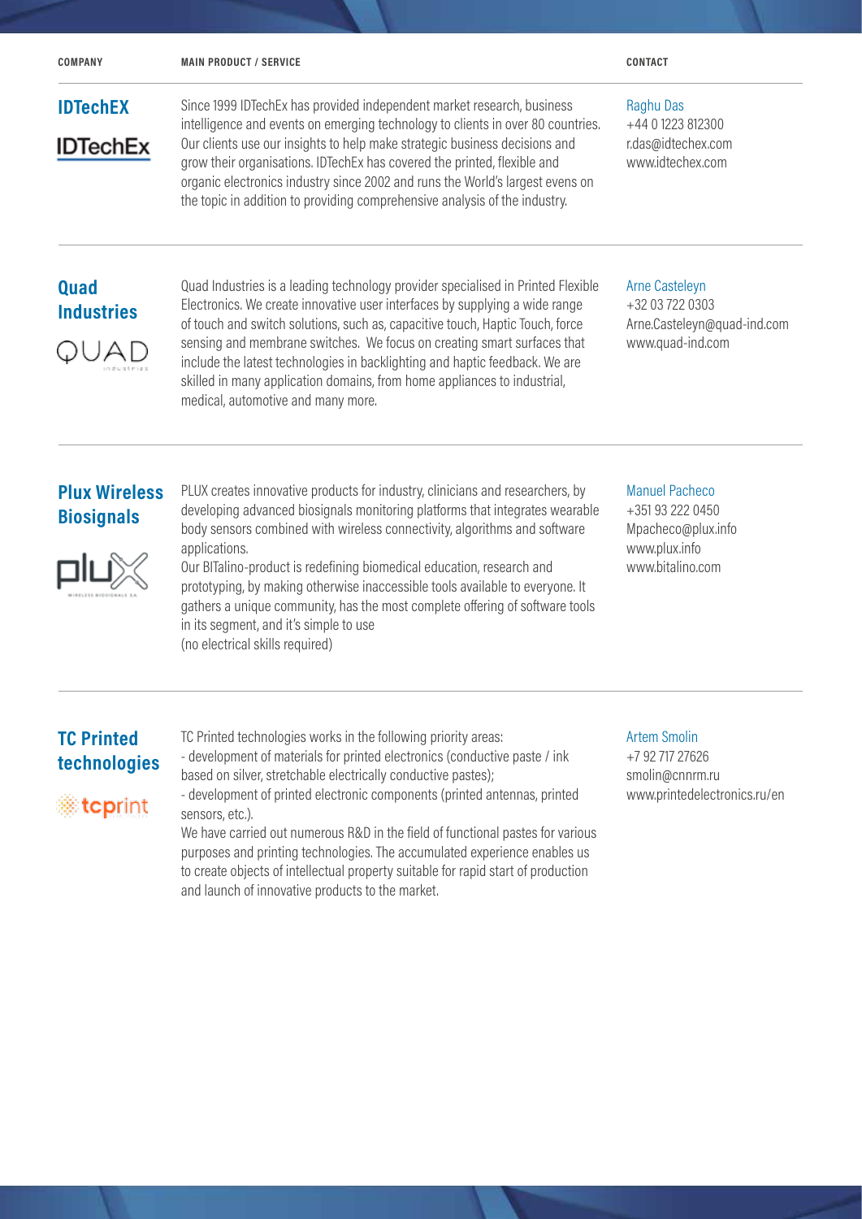| COMPANY | MAIN PRODUCT / SERVICE | CONTACT |
|---|---|---|
| **IDTechEX** | Since 1999 IDTechEx has provided independent market research, business intelligence and events on emerging technology to clients in over 80 countries. Our clients use our insights to help make strategic business decisions and grow their organisations. IDTechEx has covered the printed, flexible and organic electronics industry since 2002 and runs the World's largest evens on the topic in addition to providing comprehensive analysis of the industry. | Raghu Das<br>+44 0 1223 812300<br>r.das@idtechex.com<br>www.idtechex.com |
| **Quad Industries** | Quad Industries is a leading technology provider specialised in Printed Flexible Electronics. We create innovative user interfaces by supplying a wide range of touch and switch solutions, such as, capacitive touch, Haptic Touch, force sensing and membrane switches. We focus on creating smart surfaces that include the latest technologies in backlighting and haptic feedback. We are skilled in many application domains, from home appliances to industrial, medical, automotive and many more. | Arne Casteleyn<br>+32 03 722 0303<br>Arne.Casteleyn@quad-ind.com<br>www.quad-ind.com |
| **Plux Wireless Biosignals** | PLUX creates innovative products for industry, clinicians and researchers, by developing advanced biosignals monitoring platforms that integrates wearable body sensors combined with wireless connectivity, algorithms and software applications.<br>Our BITalino-product is redefining biomedical education, research and prototyping, by making otherwise inaccessible tools available to everyone. It gathers a unique community, has the most complete offering of software tools in its segment, and it's simple to use<br>(no electrical skills required) | Manuel Pacheco<br>+351 93 222 0450<br>Mpacheco@plux.info<br>www.plux.info<br>www.bitalino.com |
| **TC Printed technologies** | TC Printed technologies works in the following priority areas:<br>- development of materials for printed electronics (conductive paste / ink based on silver, stretchable electrically conductive pastes);<br>- development of printed electronic components (printed antennas, printed sensors, etc.).<br>We have carried out numerous R&D in the field of functional pastes for various purposes and printing technologies. The accumulated experience enables us to create objects of intellectual property suitable for rapid start of production and launch of innovative products to the market. | Artem Smolin<br>+7 92 717 27626<br>smolin@cnnrm.ru<br>www.printedelectronics.ru/en |